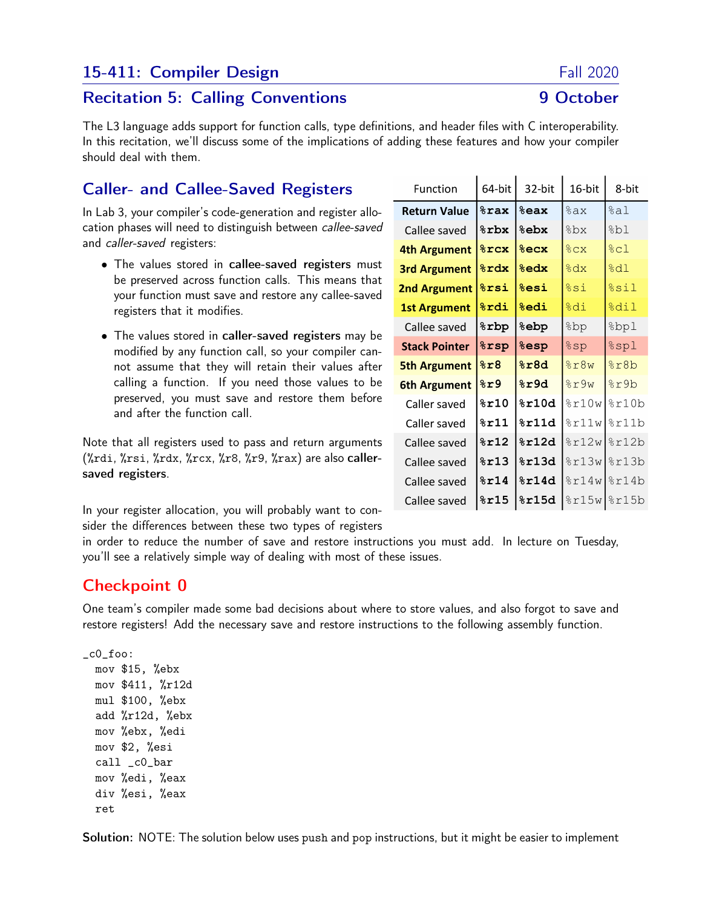# 15-411: Compiler Design — Fall 2020

## Recitation 5: Calling Conventions — 9 October

The L3 language adds support for function calls, type definitions, and header files with C interoperability. In this recitation, we'll discuss some of the implications of adding these features and how your compiler should deal with them.

## Caller- and Callee-Saved Registers

In Lab 3, your compiler's code-generation and register allocation phases will need to distinguish between *callee-saved* and *caller-saved* registers:

- The values stored in **callee-saved registers** must be preserved across function calls. This means that your function must save and restore any callee-saved registers that it modifies.
- The values stored in **caller-saved registers** may be modified by any function call, so your compiler cannot assume that they will retain their values after calling a function. If you need those values to be preserved, you must save and restore them before and after the function call.

Note that all registers used to pass and return arguments (%rdi, %rsi, %rdx, %rcx, %r8, %r9, %rax) are also **caller-saved registers**.

| Function | 64-bit | 32-bit | 16-bit | 8-bit |
|---|---|---|---|---|
| **Return Value** | **%rax** | **%eax** | %ax | %al |
| Callee saved | **%rbx** | **%ebx** | %bx | %bl |
| **4th Argument** | **%rcx** | **%ecx** | %cx | %cl |
| **3rd Argument** | **%rdx** | **%edx** | %dx | %dl |
| **2nd Argument** | **%rsi** | **%esi** | %si | %sil |
| **1st Argument** | **%rdi** | **%edi** | %di | %dil |
| Callee saved | **%rbp** | **%ebp** | %bp | %bpl |
| **Stack Pointer** | **%rsp** | **%esp** | %sp | %spl |
| **5th Argument** | **%r8** | **%r8d** | %r8w | %r8b |
| **6th Argument** | **%r9** | **%r9d** | %r9w | %r9b |
| Caller saved | **%r10** | **%r10d** | %r10w | %r10b |
| Caller saved | **%r11** | **%r11d** | %r11w | %r11b |
| Callee saved | **%r12** | **%r12d** | %r12w | %r12b |
| Callee saved | **%r13** | **%r13d** | %r13w | %r13b |
| Callee saved | **%r14** | **%r14d** | %r14w | %r14b |
| Callee saved | **%r15** | **%r15d** | %r15w | %r15b |

In your register allocation, you will probably want to consider the differences between these two types of registers in order to reduce the number of save and restore instructions you must add. In lecture on Tuesday, you'll see a relatively simple way of dealing with most of these issues.

## Checkpoint 0

One team's compiler made some bad decisions about where to store values, and also forgot to save and restore registers! Add the necessary save and restore instructions to the following assembly function.

```
_c0_foo:
  mov $15, %ebx
  mov $411, %r12d
  mul $100, %ebx
  add %r12d, %ebx
  mov %ebx, %edi
  mov $2, %esi
  call _c0_bar
  mov %edi, %eax
  div %esi, %eax
  ret
```

**Solution:** NOTE: The solution below uses push and pop instructions, but it might be easier to implement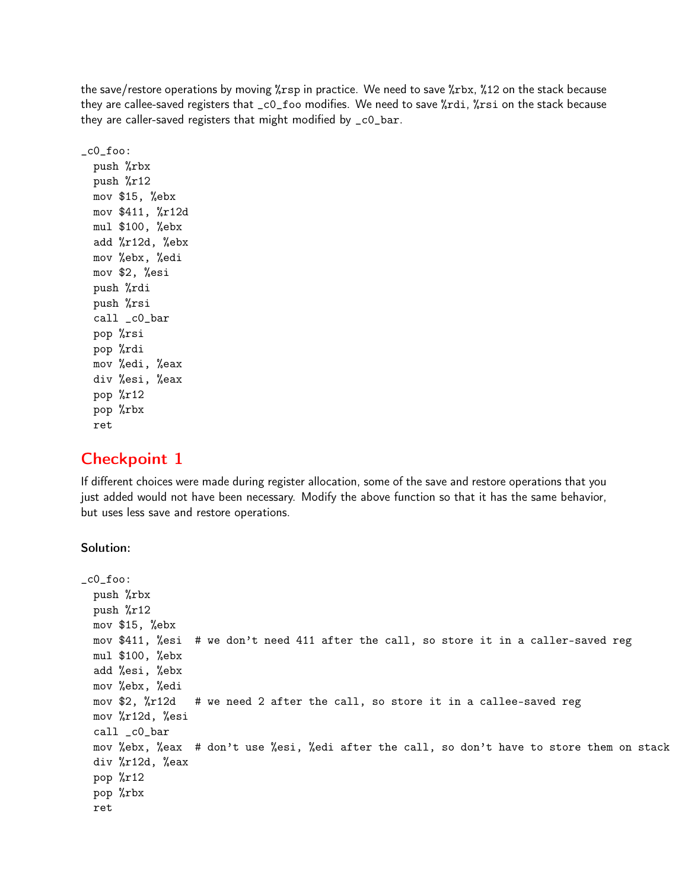the save/restore operations by moving %rsp in practice. We need to save %rbx, %12 on the stack because they are callee-saved registers that _c0_foo modifies. We need to save %rdi, %rsi on the stack because they are caller-saved registers that might modified by _c0_bar.

```
_c0_foo:
  push %rbx
  push %r12
  mov $15, %ebx
  mov $411, %r12d
  mul $100, %ebx
  add %r12d, %ebx
  mov %ebx, %edi
  mov $2, %esi
  push %rdi
  push %rsi
  call _c0_bar
  pop %rsi
  pop %rdi
  mov %edi, %eax
  div %esi, %eax
  pop %r12
  pop %rbx
  ret
```

## Checkpoint 1

If different choices were made during register allocation, some of the save and restore operations that you just added would not have been necessary. Modify the above function so that it has the same behavior, but uses less save and restore operations.

### Solution:

```
_c0_foo:
  push %rbx
  push %r12
  mov $15, %ebx
  mov $411, %esi  # we don't need 411 after the call, so store it in a caller-saved reg
  mul $100, %ebx
  add %esi, %ebx
  mov %ebx, %edi
  mov $2, %r12d   # we need 2 after the call, so store it in a callee-saved reg
  mov %r12d, %esi
  call _c0_bar
  mov %ebx, %eax  # don't use %esi, %edi after the call, so don't have to store them on stack
  div %r12d, %eax
  pop %r12
  pop %rbx
  ret
```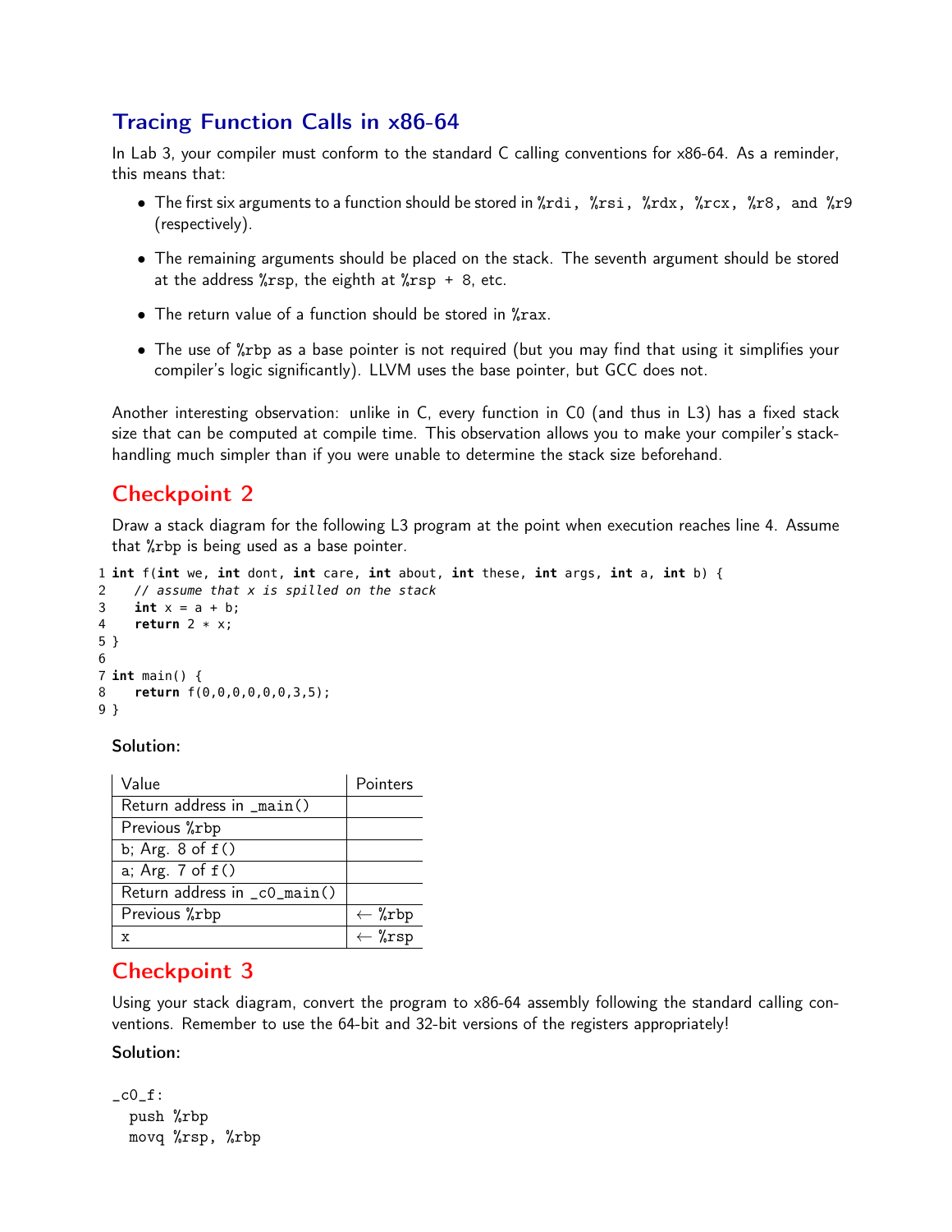## Tracing Function Calls in x86-64

In Lab 3, your compiler must conform to the standard C calling conventions for x86-64. As a reminder, this means that:

- The first six arguments to a function should be stored in %rdi, %rsi, %rdx, %rcx, %r8, and %r9 (respectively).
- The remaining arguments should be placed on the stack. The seventh argument should be stored at the address %rsp, the eighth at %rsp + 8, etc.
- The return value of a function should be stored in %rax.
- The use of %rbp as a base pointer is not required (but you may find that using it simplifies your compiler's logic significantly). LLVM uses the base pointer, but GCC does not.

Another interesting observation: unlike in C, every function in C0 (and thus in L3) has a fixed stack size that can be computed at compile time. This observation allows you to make your compiler's stack-handling much simpler than if you were unable to determine the stack size beforehand.

## Checkpoint 2

Draw a stack diagram for the following L3 program at the point when execution reaches line 4. Assume that %rbp is being used as a base pointer.

```
1 int f(int we, int dont, int care, int about, int these, int args, int a, int b) {
2   // assume that x is spilled on the stack
3   int x = a + b;
4   return 2 * x;
5 }
6
7 int main() {
8   return f(0,0,0,0,0,0,3,5);
9 }
```

**Solution:**

| Value | Pointers |
|---|---|
| Return address in _main() | |
| Previous %rbp | |
| b; Arg. 8 of f() | |
| a; Arg. 7 of f() | |
| Return address in _c0_main() | |
| Previous %rbp | ← %rbp |
| x | ← %rsp |

## Checkpoint 3

Using your stack diagram, convert the program to x86-64 assembly following the standard calling conventions. Remember to use the 64-bit and 32-bit versions of the registers appropriately!

**Solution:**

```
_c0_f:
  push %rbp
  movq %rsp, %rbp
```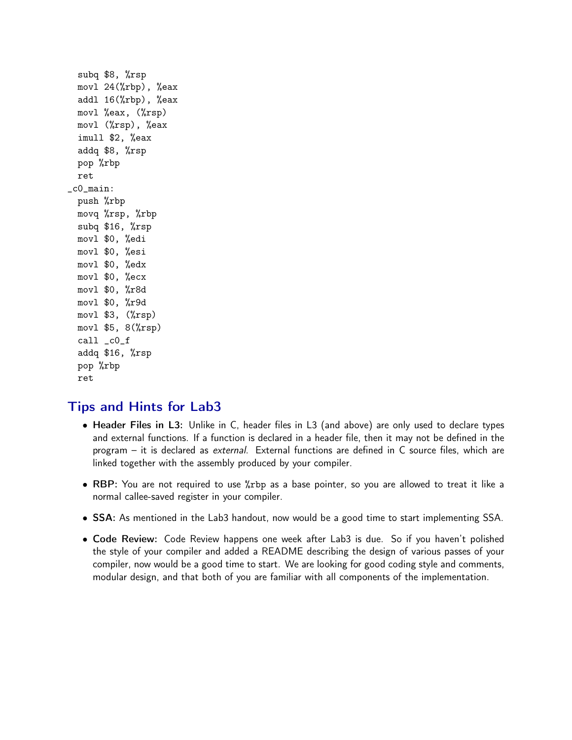```
  subq $8, %rsp
  movl 24(%rbp), %eax
  addl 16(%rbp), %eax
  movl %eax, (%rsp)
  movl (%rsp), %eax
  imull $2, %eax
  addq $8, %rsp
  pop %rbp
  ret
_c0_main:
  push %rbp
  movq %rsp, %rbp
  subq $16, %rsp
  movl $0, %edi
  movl $0, %esi
  movl $0, %edx
  movl $0, %ecx
  movl $0, %r8d
  movl $0, %r9d
  movl $3, (%rsp)
  movl $5, 8(%rsp)
  call _c0_f
  addq $16, %rsp
  pop %rbp
  ret
```

## Tips and Hints for Lab3

- **Header Files in L3:** Unlike in C, header files in L3 (and above) are only used to declare types and external functions. If a function is declared in a header file, then it may not be defined in the program – it is declared as *external*. External functions are defined in C source files, which are linked together with the assembly produced by your compiler.
- **RBP:** You are not required to use `%rbp` as a base pointer, so you are allowed to treat it like a normal callee-saved register in your compiler.
- **SSA:** As mentioned in the Lab3 handout, now would be a good time to start implementing SSA.
- **Code Review:** Code Review happens one week after Lab3 is due. So if you haven't polished the style of your compiler and added a README describing the design of various passes of your compiler, now would be a good time to start. We are looking for good coding style and comments, modular design, and that both of you are familiar with all components of the implementation.